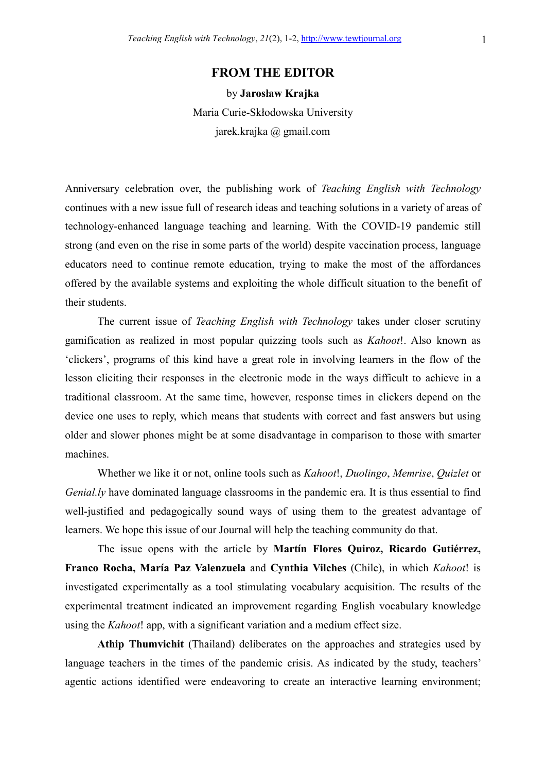# FROM THE EDITOR

by **Jarosław Krajka**

Maria Curie-Skłodowska University

jarek.krajka @ gmail.com

Anniversary celebration over, the publishing work of *Teaching English with Technology* continues with a new issue full of research ideas and teaching solutions in a variety of areas of technology-enhanced language teaching and learning. With the COVID-19 pandemic still strong (and even on the rise in some parts of the world) despite vaccination process, language educators need to continue remote education, trying to make the most of the affordances offered by the available systems and exploiting the whole difficult situation to the benefit of their students.

The current issue of *Teaching English with Technology* takes under closer scrutiny gamification as realized in most popular quizzing tools such as *Kahoot*!. Also known as 'clickers', programs of this kind have a great role in involving learners in the flow of the lesson eliciting their responses in the electronic mode in the ways difficult to achieve in a traditional classroom. At the same time, however, response times in clickers depend on the device one uses to reply, which means that students with correct and fast answers but using older and slower phones might be at some disadvantage in comparison to those with smarter machines.

Whether we like it or not, online tools such as *Kahoot*!, *Duolingo*, *Memrise*, *Quizlet* or *Genial.ly* have dominated language classrooms in the pandemic era. It is thus essential to find well-justified and pedagogically sound ways of using them to the greatest advantage of learners. We hope this issue of our Journal will help the teaching community do that.

The issue opens with the article by **Martín Flores Quiroz, Ricardo Gutiérrez, Franco Rocha, María Paz Valenzuela** and **Cynthia Vilches** (Chile), in which *Kahoot*! is investigated experimentally as a tool stimulating vocabulary acquisition. The results of the experimental treatment indicated an improvement regarding English vocabulary knowledge using the *Kahoot*! app, with a significant variation and a medium effect size.

**Athip Thumvichit** (Thailand) deliberates on the approaches and strategies used by language teachers in the times of the pandemic crisis. As indicated by the study, teachers' agentic actions identified were endeavoring to create an interactive learning environment;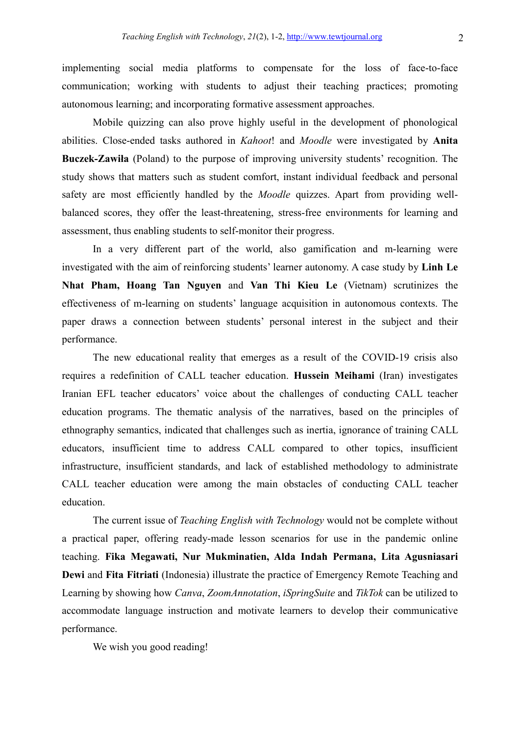implementing social media platforms to compensate for the loss of face-to-face communication; working with students to adjust their teaching practices; promoting autonomous learning; and incorporating formative assessment approaches.

Mobile quizzing can also prove highly useful in the development of phonological abilities. Close-ended tasks authored in *Kahoot*! and *Moodle* were investigated by **Anita Buczek-Zawiła** (Poland) to the purpose of improving university students' recognition. The study shows that matters such as student comfort, instant individual feedback and personal safety are most efficiently handled by the *Moodle* quizzes. Apart from providing well-balanced scores, they offer the least-threatening, stress-free environments for learning and assessment, thus enabling students to self-monitor their progress.

In a very different part of the world, also gamification and m-learning were investigated with the aim of reinforcing students' learner autonomy. A case study by **Linh Le Nhat Pham, Hoang Tan Nguyen** and **Van Thi Kieu Le** (Vietnam) scrutinizes the effectiveness of m-learning on students' language acquisition in autonomous contexts. The paper draws a connection between students' personal interest in the subject and their performance.

The new educational reality that emerges as a result of the COVID-19 crisis also requires a redefinition of CALL teacher education. **Hussein Meihami** (Iran) investigates Iranian EFL teacher educators' voice about the challenges of conducting CALL teacher education programs. The thematic analysis of the narratives, based on the principles of ethnography semantics, indicated that challenges such as inertia, ignorance of training CALL educators, insufficient time to address CALL compared to other topics, insufficient infrastructure, insufficient standards, and lack of established methodology to administrate CALL teacher education were among the main obstacles of conducting CALL teacher education.

The current issue of *Teaching English with Technology* would not be complete without a practical paper, offering ready-made lesson scenarios for use in the pandemic online teaching. **Fika Megawati, Nur Mukminatien, Alda Indah Permana, Lita Agusniasari Dewi** and **Fita Fitriati** (Indonesia) illustrate the practice of Emergency Remote Teaching and Learning by showing how *Canva*, *ZoomAnnotation*, *iSpringSuite* and *TikTok* can be utilized to accommodate language instruction and motivate learners to develop their communicative performance.

We wish you good reading!